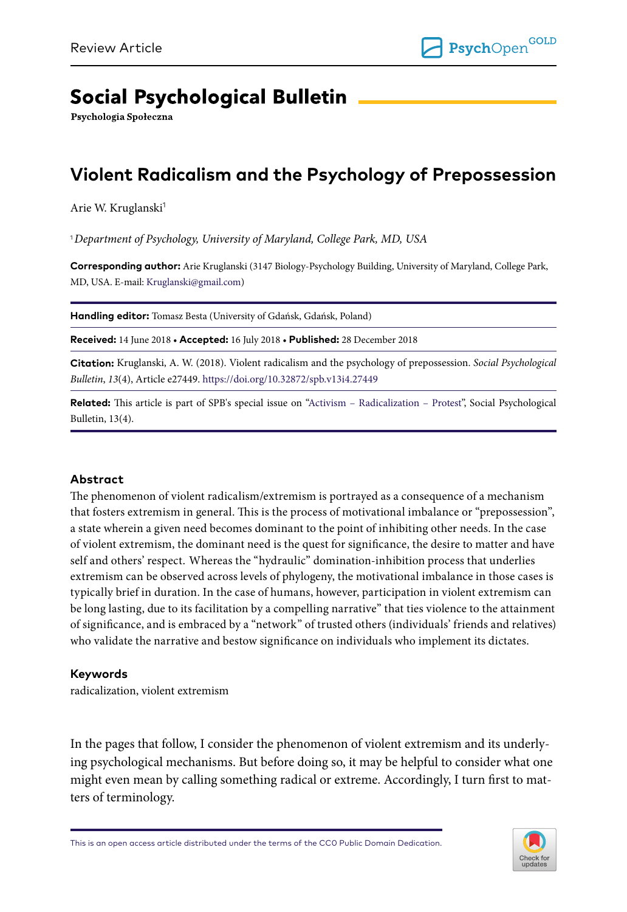Review Article

# Social Psychological Bulletin

**Psychologia Społeczna**

## Violent Radicalism and the Psychology of Prepossession

Arie W. Kruglanski[1]

[1] *Department of Psychology, University of Maryland, College Park, MD, USA*

**Corresponding author:** Arie Kruglanski (3147 Biology-Psychology Building, University of Maryland, College Park, MD, USA. E-mail: Kruglanski@gmail.com)

**Handling editor:** Tomasz Besta (University of Gdańsk, Gdańsk, Poland)

**Received:** 14 June 2018 • **Accepted:** 16 July 2018 • **Published:** 28 December 2018

**Citation:** Kruglanski, A. W. (2018). Violent radicalism and the psychology of prepossession. *Social Psychological Bulletin*, *13*(4), Article e27449. https://doi.org/10.32872/spb.v13i4.27449

**Related:** This article is part of SPB's special issue on "Activism – Radicalization – Protest", Social Psychological Bulletin, 13(4).

### Abstract

The phenomenon of violent radicalism/extremism is portrayed as a consequence of a mechanism that fosters extremism in general. This is the process of motivational imbalance or "prepossession", a state wherein a given need becomes dominant to the point of inhibiting other needs. In the case of violent extremism, the dominant need is the quest for significance, the desire to matter and have self and others' respect. Whereas the "hydraulic" domination-inhibition process that underlies extremism can be observed across levels of phylogeny, the motivational imbalance in those cases is typically brief in duration. In the case of humans, however, participation in violent extremism can be long lasting, due to its facilitation by a compelling narrative" that ties violence to the attainment of significance, and is embraced by a "network" of trusted others (individuals' friends and relatives) who validate the narrative and bestow significance on individuals who implement its dictates.

### Keywords

radicalization, violent extremism

In the pages that follow, I consider the phenomenon of violent extremism and its underlying psychological mechanisms. But before doing so, it may be helpful to consider what one might even mean by calling something radical or extreme. Accordingly, I turn first to matters of terminology.

This is an open access article distributed under the terms of the CC0 Public Domain Dedication.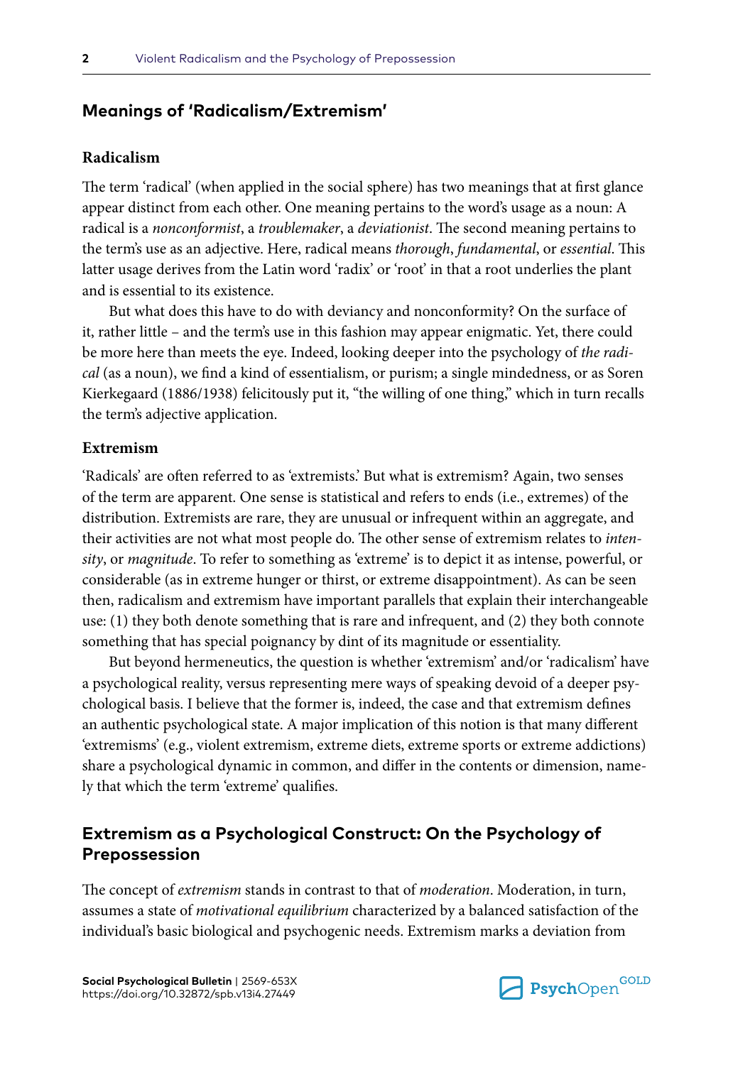## Meanings of 'Radicalism/Extremism'

### Radicalism

The term 'radical' (when applied in the social sphere) has two meanings that at first glance appear distinct from each other. One meaning pertains to the word's usage as a noun: A radical is a *nonconformist*, a *troublemaker*, a *deviationist*. The second meaning pertains to the term's use as an adjective. Here, radical means *thorough*, *fundamental*, or *essential*. This latter usage derives from the Latin word 'radix' or 'root' in that a root underlies the plant and is essential to its existence.

But what does this have to do with deviancy and nonconformity? On the surface of it, rather little – and the term's use in this fashion may appear enigmatic. Yet, there could be more here than meets the eye. Indeed, looking deeper into the psychology of *the radical* (as a noun), we find a kind of essentialism, or purism; a single mindedness, or as Soren Kierkegaard (1886/1938) felicitously put it, "the willing of one thing," which in turn recalls the term's adjective application.

### Extremism

'Radicals' are often referred to as 'extremists.' But what is extremism? Again, two senses of the term are apparent. One sense is statistical and refers to ends (i.e., extremes) of the distribution. Extremists are rare, they are unusual or infrequent within an aggregate, and their activities are not what most people do. The other sense of extremism relates to *intensity*, or *magnitude*. To refer to something as 'extreme' is to depict it as intense, powerful, or considerable (as in extreme hunger or thirst, or extreme disappointment). As can be seen then, radicalism and extremism have important parallels that explain their interchangeable use: (1) they both denote something that is rare and infrequent, and (2) they both connote something that has special poignancy by dint of its magnitude or essentiality.

But beyond hermeneutics, the question is whether 'extremism' and/or 'radicalism' have a psychological reality, versus representing mere ways of speaking devoid of a deeper psychological basis. I believe that the former is, indeed, the case and that extremism defines an authentic psychological state. A major implication of this notion is that many different 'extremisms' (e.g., violent extremism, extreme diets, extreme sports or extreme addictions) share a psychological dynamic in common, and differ in the contents or dimension, namely that which the term 'extreme' qualifies.

## Extremism as a Psychological Construct: On the Psychology of Prepossession

The concept of *extremism* stands in contrast to that of *moderation*. Moderation, in turn, assumes a state of *motivational equilibrium* characterized by a balanced satisfaction of the individual's basic biological and psychogenic needs. Extremism marks a deviation from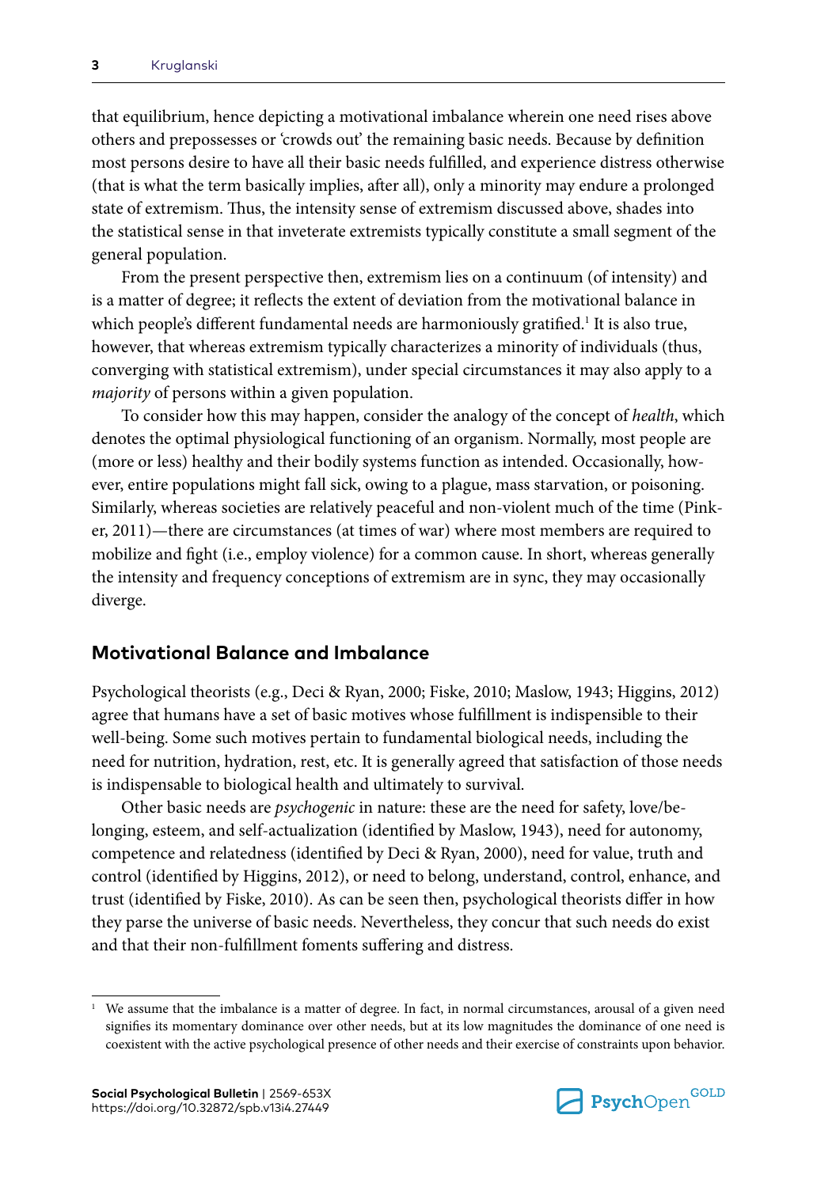that equilibrium, hence depicting a motivational imbalance wherein one need rises above others and prepossesses or 'crowds out' the remaining basic needs. Because by definition most persons desire to have all their basic needs fulfilled, and experience distress otherwise (that is what the term basically implies, after all), only a minority may endure a prolonged state of extremism. Thus, the intensity sense of extremism discussed above, shades into the statistical sense in that inveterate extremists typically constitute a small segment of the general population.

From the present perspective then, extremism lies on a continuum (of intensity) and is a matter of degree; it reflects the extent of deviation from the motivational balance in which people's different fundamental needs are harmoniously gratified.[1] It is also true, however, that whereas extremism typically characterizes a minority of individuals (thus, converging with statistical extremism), under special circumstances it may also apply to a *majority* of persons within a given population.

To consider how this may happen, consider the analogy of the concept of *health*, which denotes the optimal physiological functioning of an organism. Normally, most people are (more or less) healthy and their bodily systems function as intended. Occasionally, however, entire populations might fall sick, owing to a plague, mass starvation, or poisoning. Similarly, whereas societies are relatively peaceful and non-violent much of the time (Pinker, 2011)—there are circumstances (at times of war) where most members are required to mobilize and fight (i.e., employ violence) for a common cause. In short, whereas generally the intensity and frequency conceptions of extremism are in sync, they may occasionally diverge.

## Motivational Balance and Imbalance

Psychological theorists (e.g., Deci & Ryan, 2000; Fiske, 2010; Maslow, 1943; Higgins, 2012) agree that humans have a set of basic motives whose fulfillment is indispensible to their well-being. Some such motives pertain to fundamental biological needs, including the need for nutrition, hydration, rest, etc. It is generally agreed that satisfaction of those needs is indispensable to biological health and ultimately to survival.

Other basic needs are *psychogenic* in nature: these are the need for safety, love/belonging, esteem, and self-actualization (identified by Maslow, 1943), need for autonomy, competence and relatedness (identified by Deci & Ryan, 2000), need for value, truth and control (identified by Higgins, 2012), or need to belong, understand, control, enhance, and trust (identified by Fiske, 2010). As can be seen then, psychological theorists differ in how they parse the universe of basic needs. Nevertheless, they concur that such needs do exist and that their non-fulfillment foments suffering and distress.

---

[1] We assume that the imbalance is a matter of degree. In fact, in normal circumstances, arousal of a given need signifies its momentary dominance over other needs, but at its low magnitudes the dominance of one need is coexistent with the active psychological presence of other needs and their exercise of constraints upon behavior.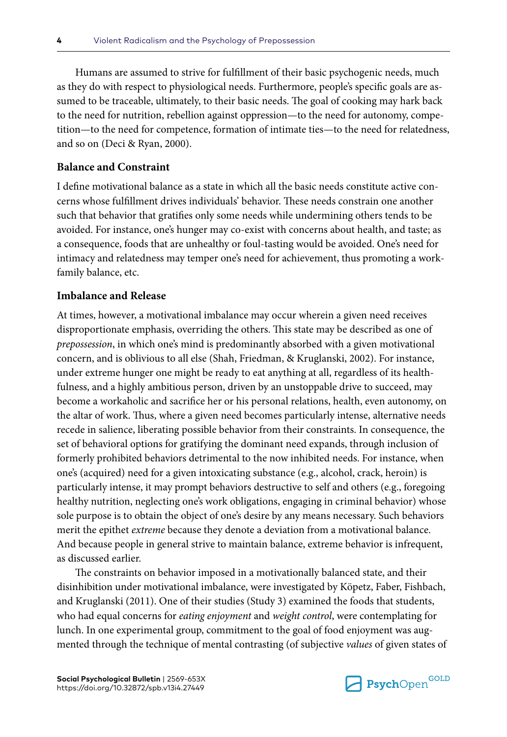Humans are assumed to strive for fulfillment of their basic psychogenic needs, much as they do with respect to physiological needs. Furthermore, people's specific goals are assumed to be traceable, ultimately, to their basic needs. The goal of cooking may hark back to the need for nutrition, rebellion against oppression—to the need for autonomy, competition—to the need for competence, formation of intimate ties—to the need for relatedness, and so on (Deci & Ryan, 2000).

### Balance and Constraint

I define motivational balance as a state in which all the basic needs constitute active concerns whose fulfillment drives individuals' behavior. These needs constrain one another such that behavior that gratifies only some needs while undermining others tends to be avoided. For instance, one's hunger may co-exist with concerns about health, and taste; as a consequence, foods that are unhealthy or foul-tasting would be avoided. One's need for intimacy and relatedness may temper one's need for achievement, thus promoting a work-family balance, etc.

### Imbalance and Release

At times, however, a motivational imbalance may occur wherein a given need receives disproportionate emphasis, overriding the others. This state may be described as one of *prepossession*, in which one's mind is predominantly absorbed with a given motivational concern, and is oblivious to all else (Shah, Friedman, & Kruglanski, 2002). For instance, under extreme hunger one might be ready to eat anything at all, regardless of its healthfulness, and a highly ambitious person, driven by an unstoppable drive to succeed, may become a workaholic and sacrifice her or his personal relations, health, even autonomy, on the altar of work. Thus, where a given need becomes particularly intense, alternative needs recede in salience, liberating possible behavior from their constraints. In consequence, the set of behavioral options for gratifying the dominant need expands, through inclusion of formerly prohibited behaviors detrimental to the now inhibited needs. For instance, when one's (acquired) need for a given intoxicating substance (e.g., alcohol, crack, heroin) is particularly intense, it may prompt behaviors destructive to self and others (e.g., foregoing healthy nutrition, neglecting one's work obligations, engaging in criminal behavior) whose sole purpose is to obtain the object of one's desire by any means necessary. Such behaviors merit the epithet *extreme* because they denote a deviation from a motivational balance. And because people in general strive to maintain balance, extreme behavior is infrequent, as discussed earlier.

The constraints on behavior imposed in a motivationally balanced state, and their disinhibition under motivational imbalance, were investigated by Köpetz, Faber, Fishbach, and Kruglanski (2011). One of their studies (Study 3) examined the foods that students, who had equal concerns for *eating enjoyment* and *weight control*, were contemplating for lunch. In one experimental group, commitment to the goal of food enjoyment was augmented through the technique of mental contrasting (of subjective *values* of given states of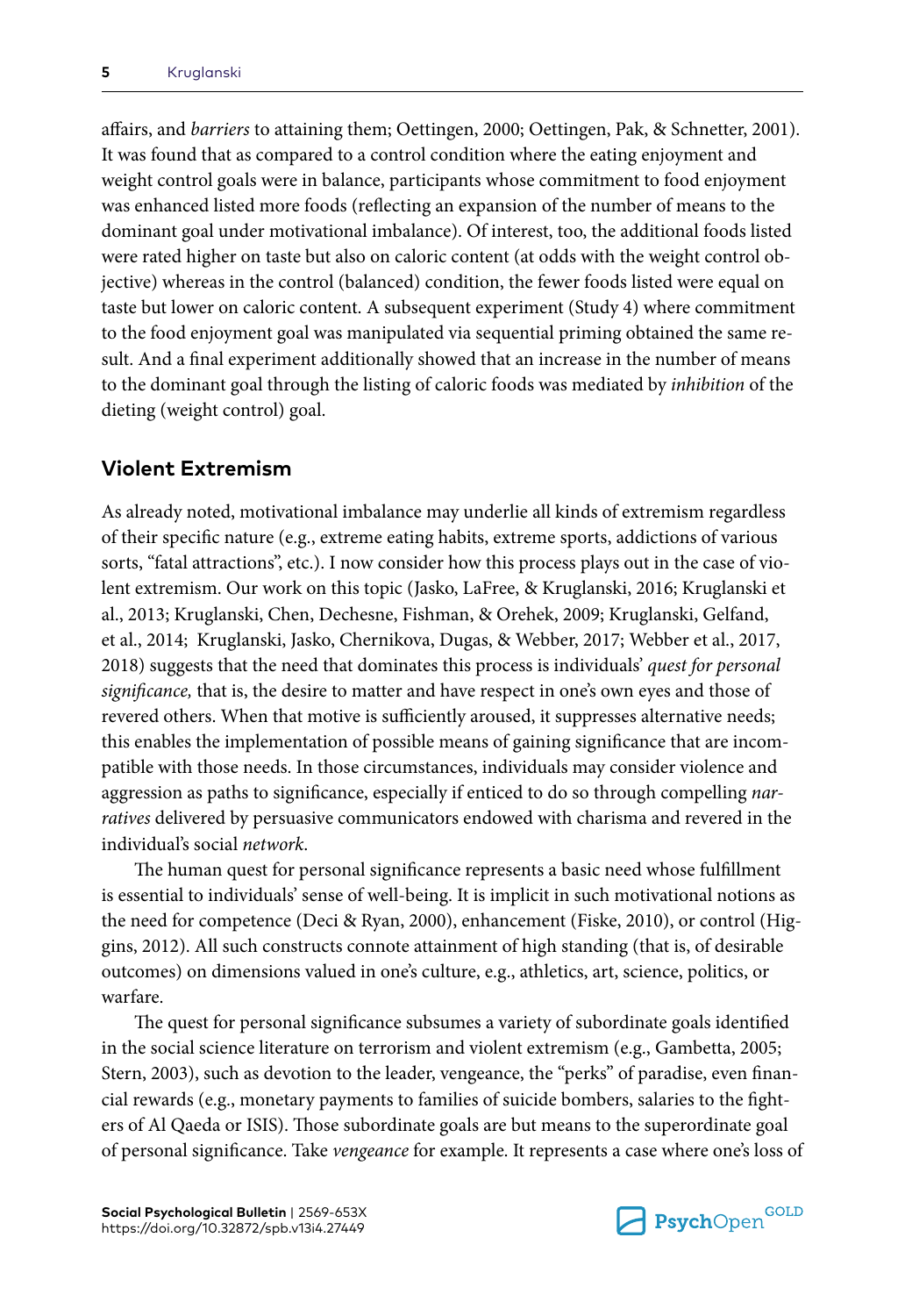affairs, and *barriers* to attaining them; Oettingen, 2000; Oettingen, Pak, & Schnetter, 2001). It was found that as compared to a control condition where the eating enjoyment and weight control goals were in balance, participants whose commitment to food enjoyment was enhanced listed more foods (reflecting an expansion of the number of means to the dominant goal under motivational imbalance). Of interest, too, the additional foods listed were rated higher on taste but also on caloric content (at odds with the weight control objective) whereas in the control (balanced) condition, the fewer foods listed were equal on taste but lower on caloric content. A subsequent experiment (Study 4) where commitment to the food enjoyment goal was manipulated via sequential priming obtained the same result. And a final experiment additionally showed that an increase in the number of means to the dominant goal through the listing of caloric foods was mediated by *inhibition* of the dieting (weight control) goal.

## Violent Extremism

As already noted, motivational imbalance may underlie all kinds of extremism regardless of their specific nature (e.g., extreme eating habits, extreme sports, addictions of various sorts, "fatal attractions", etc.). I now consider how this process plays out in the case of violent extremism. Our work on this topic (Jasko, LaFree, & Kruglanski, 2016; Kruglanski et al., 2013; Kruglanski, Chen, Dechesne, Fishman, & Orehek, 2009; Kruglanski, Gelfand, et al., 2014; Kruglanski, Jasko, Chernikova, Dugas, & Webber, 2017; Webber et al., 2017, 2018) suggests that the need that dominates this process is individuals' *quest for personal significance,* that is, the desire to matter and have respect in one's own eyes and those of revered others. When that motive is sufficiently aroused, it suppresses alternative needs; this enables the implementation of possible means of gaining significance that are incompatible with those needs. In those circumstances, individuals may consider violence and aggression as paths to significance, especially if enticed to do so through compelling *narratives* delivered by persuasive communicators endowed with charisma and revered in the individual's social *network*.

The human quest for personal significance represents a basic need whose fulfillment is essential to individuals' sense of well-being. It is implicit in such motivational notions as the need for competence (Deci & Ryan, 2000), enhancement (Fiske, 2010), or control (Higgins, 2012). All such constructs connote attainment of high standing (that is, of desirable outcomes) on dimensions valued in one's culture, e.g., athletics, art, science, politics, or warfare.

The quest for personal significance subsumes a variety of subordinate goals identified in the social science literature on terrorism and violent extremism (e.g., Gambetta, 2005; Stern, 2003), such as devotion to the leader, vengeance, the "perks" of paradise, even financial rewards (e.g., monetary payments to families of suicide bombers, salaries to the fighters of Al Qaeda or ISIS). Those subordinate goals are but means to the superordinate goal of personal significance. Take *vengeance* for example. It represents a case where one's loss of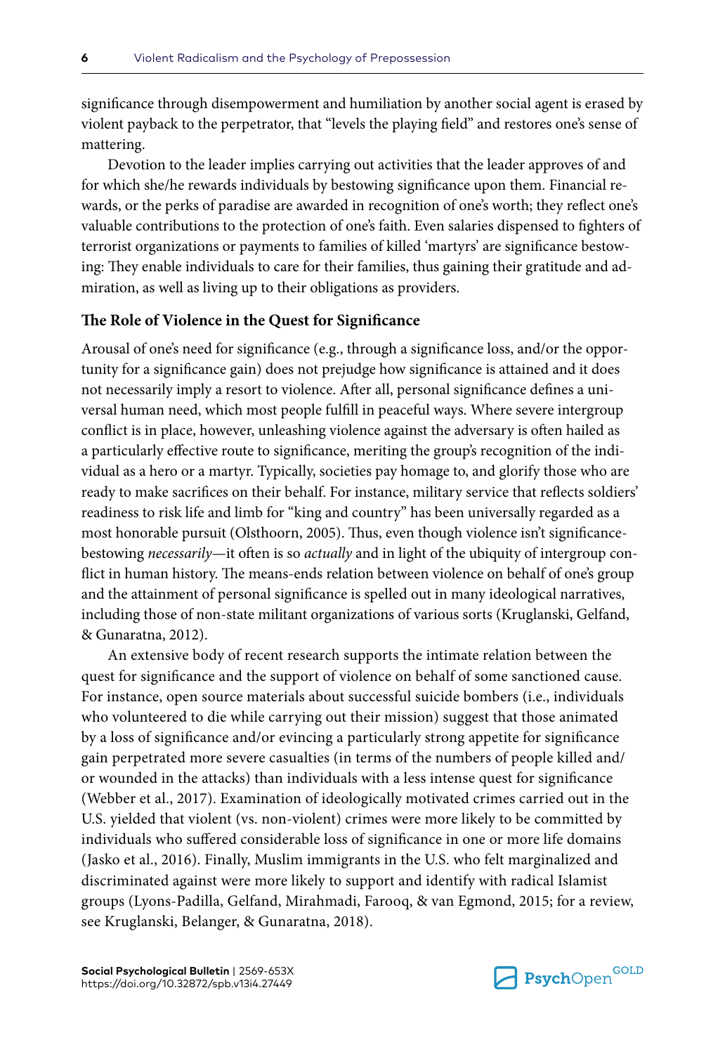significance through disempowerment and humiliation by another social agent is erased by violent payback to the perpetrator, that "levels the playing field" and restores one's sense of mattering.

Devotion to the leader implies carrying out activities that the leader approves of and for which she/he rewards individuals by bestowing significance upon them. Financial rewards, or the perks of paradise are awarded in recognition of one's worth; they reflect one's valuable contributions to the protection of one's faith. Even salaries dispensed to fighters of terrorist organizations or payments to families of killed 'martyrs' are significance bestowing: They enable individuals to care for their families, thus gaining their gratitude and admiration, as well as living up to their obligations as providers.

### The Role of Violence in the Quest for Significance

Arousal of one's need for significance (e.g., through a significance loss, and/or the opportunity for a significance gain) does not prejudge how significance is attained and it does not necessarily imply a resort to violence. After all, personal significance defines a universal human need, which most people fulfill in peaceful ways. Where severe intergroup conflict is in place, however, unleashing violence against the adversary is often hailed as a particularly effective route to significance, meriting the group's recognition of the individual as a hero or a martyr. Typically, societies pay homage to, and glorify those who are ready to make sacrifices on their behalf. For instance, military service that reflects soldiers' readiness to risk life and limb for "king and country" has been universally regarded as a most honorable pursuit (Olsthoorn, 2005). Thus, even though violence isn't significance-bestowing *necessarily*—it often is so *actually* and in light of the ubiquity of intergroup conflict in human history. The means-ends relation between violence on behalf of one's group and the attainment of personal significance is spelled out in many ideological narratives, including those of non-state militant organizations of various sorts (Kruglanski, Gelfand, & Gunaratna, 2012).

An extensive body of recent research supports the intimate relation between the quest for significance and the support of violence on behalf of some sanctioned cause. For instance, open source materials about successful suicide bombers (i.e., individuals who volunteered to die while carrying out their mission) suggest that those animated by a loss of significance and/or evincing a particularly strong appetite for significance gain perpetrated more severe casualties (in terms of the numbers of people killed and/or wounded in the attacks) than individuals with a less intense quest for significance (Webber et al., 2017). Examination of ideologically motivated crimes carried out in the U.S. yielded that violent (vs. non-violent) crimes were more likely to be committed by individuals who suffered considerable loss of significance in one or more life domains (Jasko et al., 2016). Finally, Muslim immigrants in the U.S. who felt marginalized and discriminated against were more likely to support and identify with radical Islamist groups (Lyons-Padilla, Gelfand, Mirahmadi, Farooq, & van Egmond, 2015; for a review, see Kruglanski, Belanger, & Gunaratna, 2018).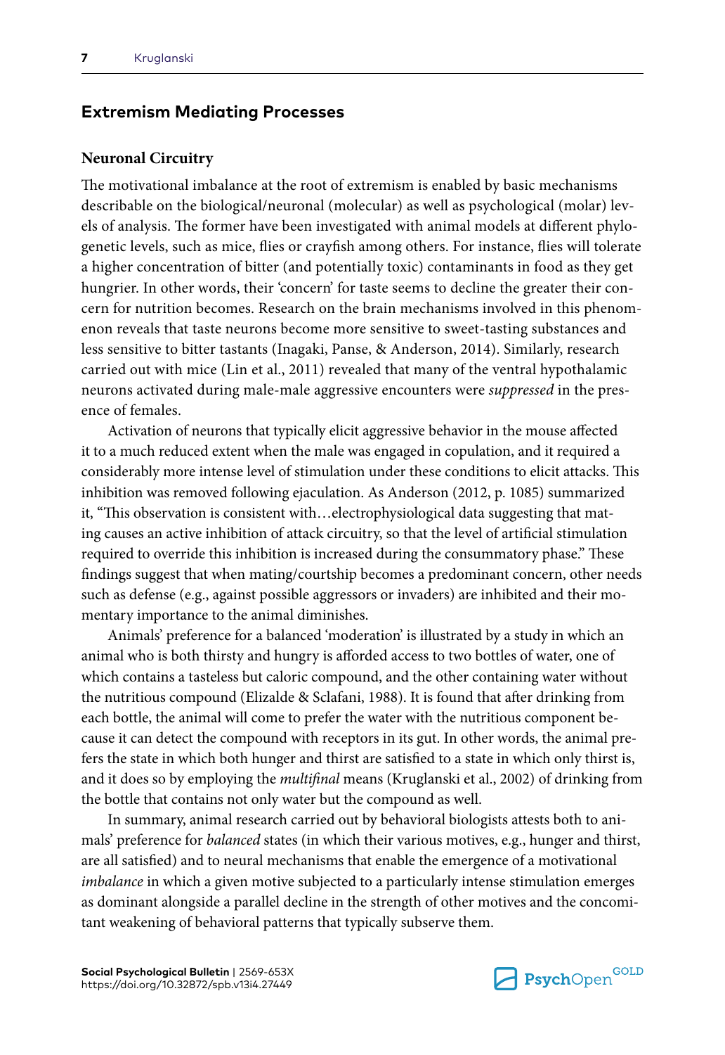## Extremism Mediating Processes

### Neuronal Circuitry

The motivational imbalance at the root of extremism is enabled by basic mechanisms describable on the biological/neuronal (molecular) as well as psychological (molar) levels of analysis. The former have been investigated with animal models at different phylogenetic levels, such as mice, flies or crayfish among others. For instance, flies will tolerate a higher concentration of bitter (and potentially toxic) contaminants in food as they get hungrier. In other words, their 'concern' for taste seems to decline the greater their concern for nutrition becomes. Research on the brain mechanisms involved in this phenomenon reveals that taste neurons become more sensitive to sweet-tasting substances and less sensitive to bitter tastants (Inagaki, Panse, & Anderson, 2014). Similarly, research carried out with mice (Lin et al., 2011) revealed that many of the ventral hypothalamic neurons activated during male-male aggressive encounters were *suppressed* in the presence of females.

Activation of neurons that typically elicit aggressive behavior in the mouse affected it to a much reduced extent when the male was engaged in copulation, and it required a considerably more intense level of stimulation under these conditions to elicit attacks. This inhibition was removed following ejaculation. As Anderson (2012, p. 1085) summarized it, "This observation is consistent with…electrophysiological data suggesting that mating causes an active inhibition of attack circuitry, so that the level of artificial stimulation required to override this inhibition is increased during the consummatory phase." These findings suggest that when mating/courtship becomes a predominant concern, other needs such as defense (e.g., against possible aggressors or invaders) are inhibited and their momentary importance to the animal diminishes.

Animals' preference for a balanced 'moderation' is illustrated by a study in which an animal who is both thirsty and hungry is afforded access to two bottles of water, one of which contains a tasteless but caloric compound, and the other containing water without the nutritious compound (Elizalde & Sclafani, 1988). It is found that after drinking from each bottle, the animal will come to prefer the water with the nutritious component because it can detect the compound with receptors in its gut. In other words, the animal prefers the state in which both hunger and thirst are satisfied to a state in which only thirst is, and it does so by employing the *multifinal* means (Kruglanski et al., 2002) of drinking from the bottle that contains not only water but the compound as well.

In summary, animal research carried out by behavioral biologists attests both to animals' preference for *balanced* states (in which their various motives, e.g., hunger and thirst, are all satisfied) and to neural mechanisms that enable the emergence of a motivational *imbalance* in which a given motive subjected to a particularly intense stimulation emerges as dominant alongside a parallel decline in the strength of other motives and the concomitant weakening of behavioral patterns that typically subserve them.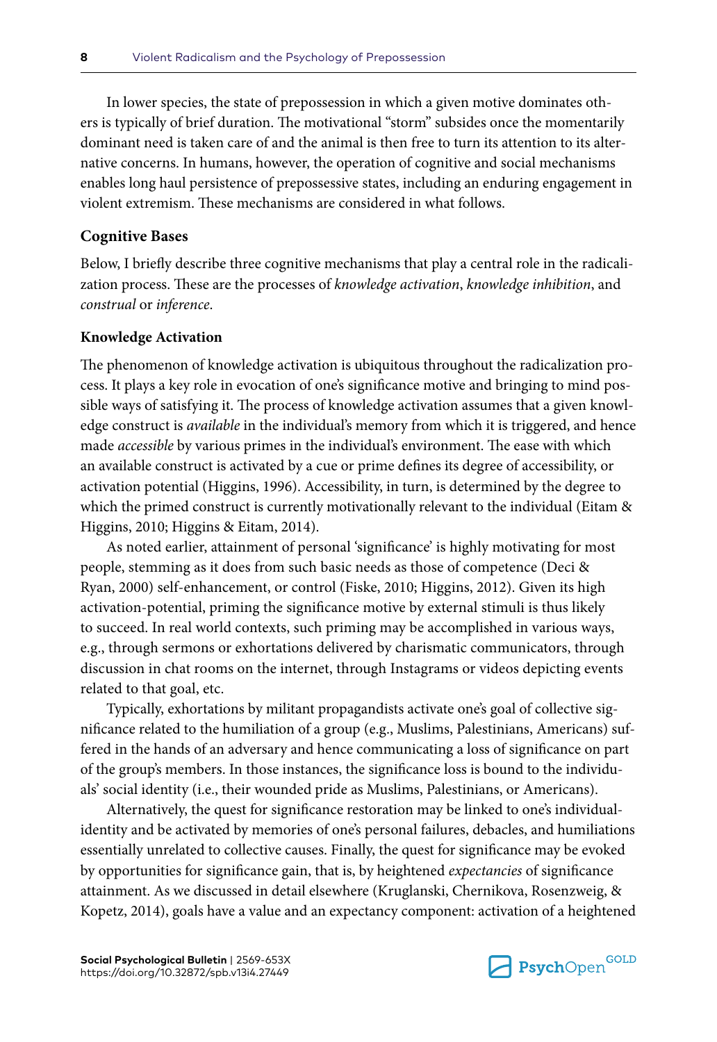In lower species, the state of prepossession in which a given motive dominates others is typically of brief duration. The motivational "storm" subsides once the momentarily dominant need is taken care of and the animal is then free to turn its attention to its alternative concerns. In humans, however, the operation of cognitive and social mechanisms enables long haul persistence of prepossessive states, including an enduring engagement in violent extremism. These mechanisms are considered in what follows.

## Cognitive Bases

Below, I briefly describe three cognitive mechanisms that play a central role in the radicalization process. These are the processes of *knowledge activation*, *knowledge inhibition*, and *construal* or *inference*.

### Knowledge Activation

The phenomenon of knowledge activation is ubiquitous throughout the radicalization process. It plays a key role in evocation of one's significance motive and bringing to mind possible ways of satisfying it. The process of knowledge activation assumes that a given knowledge construct is *available* in the individual's memory from which it is triggered, and hence made *accessible* by various primes in the individual's environment. The ease with which an available construct is activated by a cue or prime defines its degree of accessibility, or activation potential (Higgins, 1996). Accessibility, in turn, is determined by the degree to which the primed construct is currently motivationally relevant to the individual (Eitam & Higgins, 2010; Higgins & Eitam, 2014).

As noted earlier, attainment of personal 'significance' is highly motivating for most people, stemming as it does from such basic needs as those of competence (Deci & Ryan, 2000) self-enhancement, or control (Fiske, 2010; Higgins, 2012). Given its high activation-potential, priming the significance motive by external stimuli is thus likely to succeed. In real world contexts, such priming may be accomplished in various ways, e.g., through sermons or exhortations delivered by charismatic communicators, through discussion in chat rooms on the internet, through Instagrams or videos depicting events related to that goal, etc.

Typically, exhortations by militant propagandists activate one's goal of collective significance related to the humiliation of a group (e.g., Muslims, Palestinians, Americans) suffered in the hands of an adversary and hence communicating a loss of significance on part of the group's members. In those instances, the significance loss is bound to the individuals' social identity (i.e., their wounded pride as Muslims, Palestinians, or Americans).

Alternatively, the quest for significance restoration may be linked to one's individual-identity and be activated by memories of one's personal failures, debacles, and humiliations essentially unrelated to collective causes. Finally, the quest for significance may be evoked by opportunities for significance gain, that is, by heightened *expectancies* of significance attainment. As we discussed in detail elsewhere (Kruglanski, Chernikova, Rosenzweig, & Kopetz, 2014), goals have a value and an expectancy component: activation of a heightened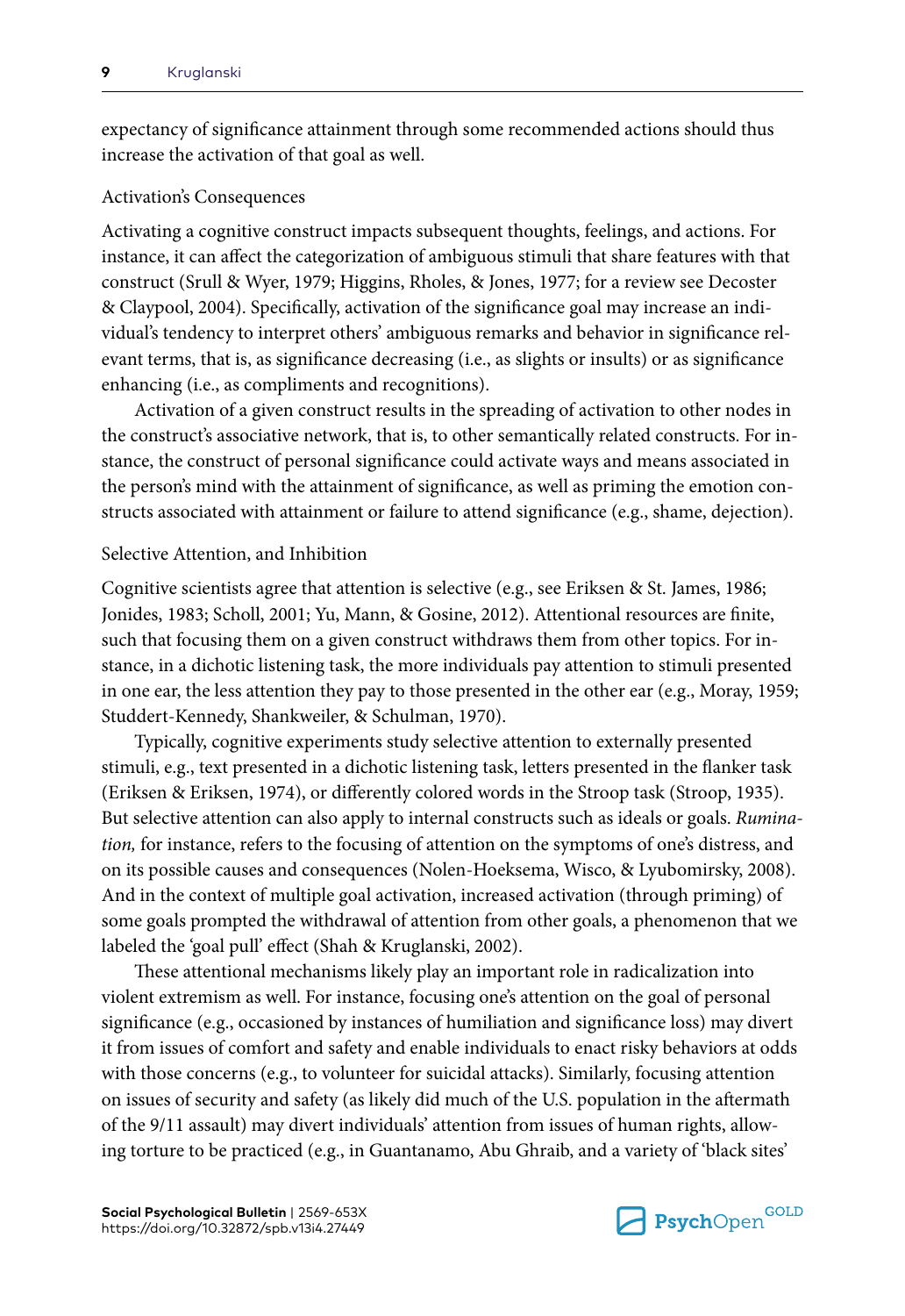expectancy of significance attainment through some recommended actions should thus increase the activation of that goal as well.

### Activation's Consequences

Activating a cognitive construct impacts subsequent thoughts, feelings, and actions. For instance, it can affect the categorization of ambiguous stimuli that share features with that construct (Srull & Wyer, 1979; Higgins, Rholes, & Jones, 1977; for a review see Decoster & Claypool, 2004). Specifically, activation of the significance goal may increase an individual's tendency to interpret others' ambiguous remarks and behavior in significance relevant terms, that is, as significance decreasing (i.e., as slights or insults) or as significance enhancing (i.e., as compliments and recognitions).

Activation of a given construct results in the spreading of activation to other nodes in the construct's associative network, that is, to other semantically related constructs. For instance, the construct of personal significance could activate ways and means associated in the person's mind with the attainment of significance, as well as priming the emotion constructs associated with attainment or failure to attend significance (e.g., shame, dejection).

### Selective Attention, and Inhibition

Cognitive scientists agree that attention is selective (e.g., see Eriksen & St. James, 1986; Jonides, 1983; Scholl, 2001; Yu, Mann, & Gosine, 2012). Attentional resources are finite, such that focusing them on a given construct withdraws them from other topics. For instance, in a dichotic listening task, the more individuals pay attention to stimuli presented in one ear, the less attention they pay to those presented in the other ear (e.g., Moray, 1959; Studdert-Kennedy, Shankweiler, & Schulman, 1970).

Typically, cognitive experiments study selective attention to externally presented stimuli, e.g., text presented in a dichotic listening task, letters presented in the flanker task (Eriksen & Eriksen, 1974), or differently colored words in the Stroop task (Stroop, 1935). But selective attention can also apply to internal constructs such as ideals or goals. *Rumination,* for instance, refers to the focusing of attention on the symptoms of one's distress, and on its possible causes and consequences (Nolen-Hoeksema, Wisco, & Lyubomirsky, 2008). And in the context of multiple goal activation, increased activation (through priming) of some goals prompted the withdrawal of attention from other goals, a phenomenon that we labeled the 'goal pull' effect (Shah & Kruglanski, 2002).

These attentional mechanisms likely play an important role in radicalization into violent extremism as well. For instance, focusing one's attention on the goal of personal significance (e.g., occasioned by instances of humiliation and significance loss) may divert it from issues of comfort and safety and enable individuals to enact risky behaviors at odds with those concerns (e.g., to volunteer for suicidal attacks). Similarly, focusing attention on issues of security and safety (as likely did much of the U.S. population in the aftermath of the 9/11 assault) may divert individuals' attention from issues of human rights, allowing torture to be practiced (e.g., in Guantanamo, Abu Ghraib, and a variety of 'black sites'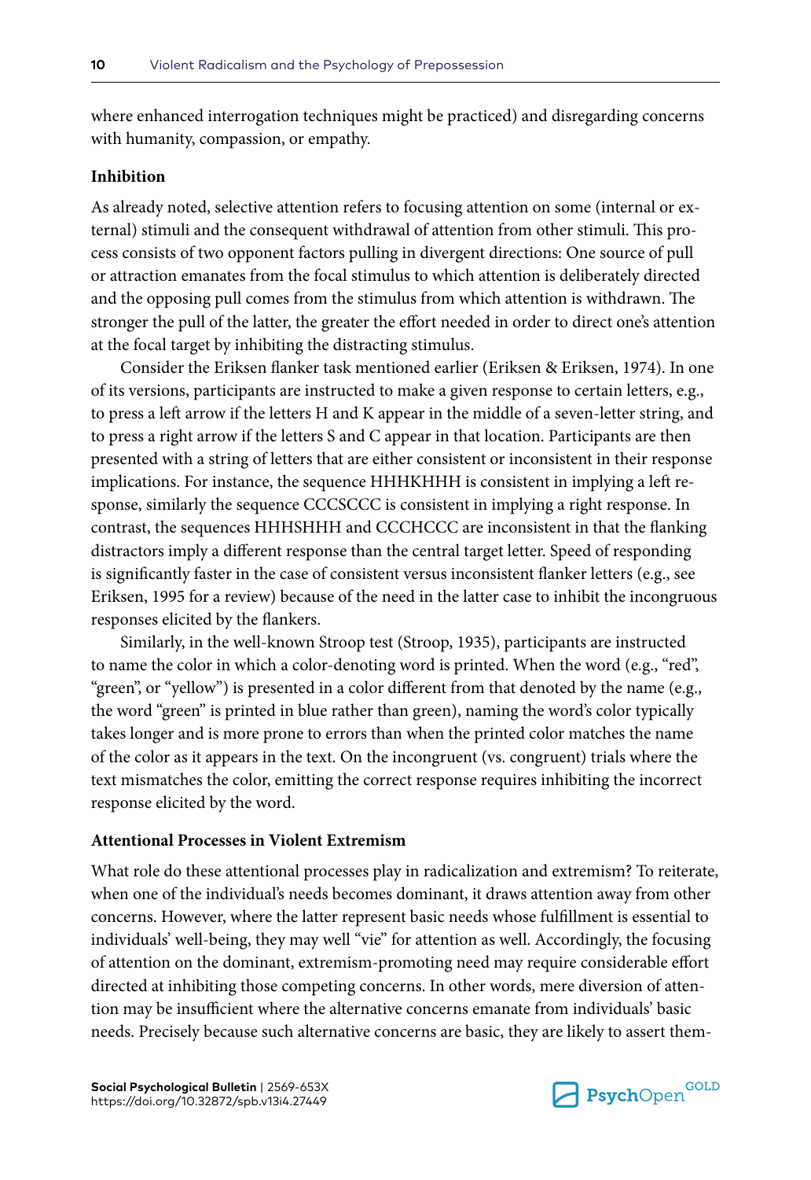where enhanced interrogation techniques might be practiced) and disregarding concerns with humanity, compassion, or empathy.

### Inhibition

As already noted, selective attention refers to focusing attention on some (internal or external) stimuli and the consequent withdrawal of attention from other stimuli. This process consists of two opponent factors pulling in divergent directions: One source of pull or attraction emanates from the focal stimulus to which attention is deliberately directed and the opposing pull comes from the stimulus from which attention is withdrawn. The stronger the pull of the latter, the greater the effort needed in order to direct one's attention at the focal target by inhibiting the distracting stimulus.

Consider the Eriksen flanker task mentioned earlier (Eriksen & Eriksen, 1974). In one of its versions, participants are instructed to make a given response to certain letters, e.g., to press a left arrow if the letters H and K appear in the middle of a seven-letter string, and to press a right arrow if the letters S and C appear in that location. Participants are then presented with a string of letters that are either consistent or inconsistent in their response implications. For instance, the sequence HHHKHHH is consistent in implying a left response, similarly the sequence CCCSCCC is consistent in implying a right response. In contrast, the sequences HHHSHHH and CCCHCCC are inconsistent in that the flanking distractors imply a different response than the central target letter. Speed of responding is significantly faster in the case of consistent versus inconsistent flanker letters (e.g., see Eriksen, 1995 for a review) because of the need in the latter case to inhibit the incongruous responses elicited by the flankers.

Similarly, in the well-known Stroop test (Stroop, 1935), participants are instructed to name the color in which a color-denoting word is printed. When the word (e.g., "red", "green", or "yellow") is presented in a color different from that denoted by the name (e.g., the word "green" is printed in blue rather than green), naming the word's color typically takes longer and is more prone to errors than when the printed color matches the name of the color as it appears in the text. On the incongruent (vs. congruent) trials where the text mismatches the color, emitting the correct response requires inhibiting the incorrect response elicited by the word.

### Attentional Processes in Violent Extremism

What role do these attentional processes play in radicalization and extremism? To reiterate, when one of the individual's needs becomes dominant, it draws attention away from other concerns. However, where the latter represent basic needs whose fulfillment is essential to individuals' well-being, they may well "vie" for attention as well. Accordingly, the focusing of attention on the dominant, extremism-promoting need may require considerable effort directed at inhibiting those competing concerns. In other words, mere diversion of attention may be insufficient where the alternative concerns emanate from individuals' basic needs. Precisely because such alternative concerns are basic, they are likely to assert them-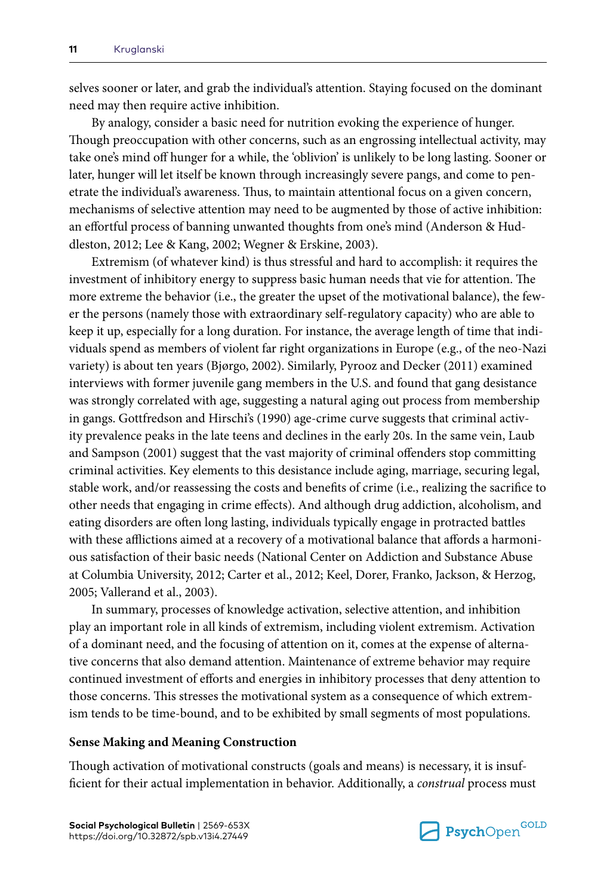selves sooner or later, and grab the individual's attention. Staying focused on the dominant need may then require active inhibition.

By analogy, consider a basic need for nutrition evoking the experience of hunger. Though preoccupation with other concerns, such as an engrossing intellectual activity, may take one's mind off hunger for a while, the 'oblivion' is unlikely to be long lasting. Sooner or later, hunger will let itself be known through increasingly severe pangs, and come to penetrate the individual's awareness. Thus, to maintain attentional focus on a given concern, mechanisms of selective attention may need to be augmented by those of active inhibition: an effortful process of banning unwanted thoughts from one's mind (Anderson & Huddleston, 2012; Lee & Kang, 2002; Wegner & Erskine, 2003).

Extremism (of whatever kind) is thus stressful and hard to accomplish: it requires the investment of inhibitory energy to suppress basic human needs that vie for attention. The more extreme the behavior (i.e., the greater the upset of the motivational balance), the fewer the persons (namely those with extraordinary self-regulatory capacity) who are able to keep it up, especially for a long duration. For instance, the average length of time that individuals spend as members of violent far right organizations in Europe (e.g., of the neo-Nazi variety) is about ten years (Bjørgo, 2002). Similarly, Pyrooz and Decker (2011) examined interviews with former juvenile gang members in the U.S. and found that gang desistance was strongly correlated with age, suggesting a natural aging out process from membership in gangs. Gottfredson and Hirschi's (1990) age-crime curve suggests that criminal activity prevalence peaks in the late teens and declines in the early 20s. In the same vein, Laub and Sampson (2001) suggest that the vast majority of criminal offenders stop committing criminal activities. Key elements to this desistance include aging, marriage, securing legal, stable work, and/or reassessing the costs and benefits of crime (i.e., realizing the sacrifice to other needs that engaging in crime effects). And although drug addiction, alcoholism, and eating disorders are often long lasting, individuals typically engage in protracted battles with these afflictions aimed at a recovery of a motivational balance that affords a harmonious satisfaction of their basic needs (National Center on Addiction and Substance Abuse at Columbia University, 2012; Carter et al., 2012; Keel, Dorer, Franko, Jackson, & Herzog, 2005; Vallerand et al., 2003).

In summary, processes of knowledge activation, selective attention, and inhibition play an important role in all kinds of extremism, including violent extremism. Activation of a dominant need, and the focusing of attention on it, comes at the expense of alternative concerns that also demand attention. Maintenance of extreme behavior may require continued investment of efforts and energies in inhibitory processes that deny attention to those concerns. This stresses the motivational system as a consequence of which extremism tends to be time-bound, and to be exhibited by small segments of most populations.

**Sense Making and Meaning Construction**

Though activation of motivational constructs (goals and means) is necessary, it is insufficient for their actual implementation in behavior. Additionally, a *construal* process must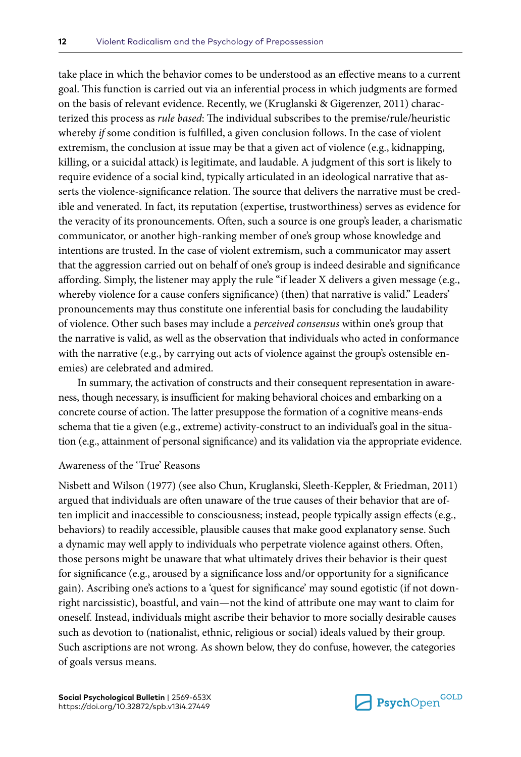take place in which the behavior comes to be understood as an effective means to a current goal. This function is carried out via an inferential process in which judgments are formed on the basis of relevant evidence. Recently, we (Kruglanski & Gigerenzer, 2011) characterized this process as *rule based*: The individual subscribes to the premise/rule/heuristic whereby *if* some condition is fulfilled, a given conclusion follows. In the case of violent extremism, the conclusion at issue may be that a given act of violence (e.g., kidnapping, killing, or a suicidal attack) is legitimate, and laudable. A judgment of this sort is likely to require evidence of a social kind, typically articulated in an ideological narrative that asserts the violence-significance relation. The source that delivers the narrative must be credible and venerated. In fact, its reputation (expertise, trustworthiness) serves as evidence for the veracity of its pronouncements. Often, such a source is one group's leader, a charismatic communicator, or another high-ranking member of one's group whose knowledge and intentions are trusted. In the case of violent extremism, such a communicator may assert that the aggression carried out on behalf of one's group is indeed desirable and significance affording. Simply, the listener may apply the rule "if leader X delivers a given message (e.g., whereby violence for a cause confers significance) (then) that narrative is valid." Leaders' pronouncements may thus constitute one inferential basis for concluding the laudability of violence. Other such bases may include a *perceived consensus* within one's group that the narrative is valid, as well as the observation that individuals who acted in conformance with the narrative (e.g., by carrying out acts of violence against the group's ostensible enemies) are celebrated and admired.

In summary, the activation of constructs and their consequent representation in awareness, though necessary, is insufficient for making behavioral choices and embarking on a concrete course of action. The latter presuppose the formation of a cognitive means-ends schema that tie a given (e.g., extreme) activity-construct to an individual's goal in the situation (e.g., attainment of personal significance) and its validation via the appropriate evidence.

### Awareness of the 'True' Reasons

Nisbett and Wilson (1977) (see also Chun, Kruglanski, Sleeth-Keppler, & Friedman, 2011) argued that individuals are often unaware of the true causes of their behavior that are often implicit and inaccessible to consciousness; instead, people typically assign effects (e.g., behaviors) to readily accessible, plausible causes that make good explanatory sense. Such a dynamic may well apply to individuals who perpetrate violence against others. Often, those persons might be unaware that what ultimately drives their behavior is their quest for significance (e.g., aroused by a significance loss and/or opportunity for a significance gain). Ascribing one's actions to a 'quest for significance' may sound egotistic (if not downright narcissistic), boastful, and vain—not the kind of attribute one may want to claim for oneself. Instead, individuals might ascribe their behavior to more socially desirable causes such as devotion to (nationalist, ethnic, religious or social) ideals valued by their group. Such ascriptions are not wrong. As shown below, they do confuse, however, the categories of goals versus means.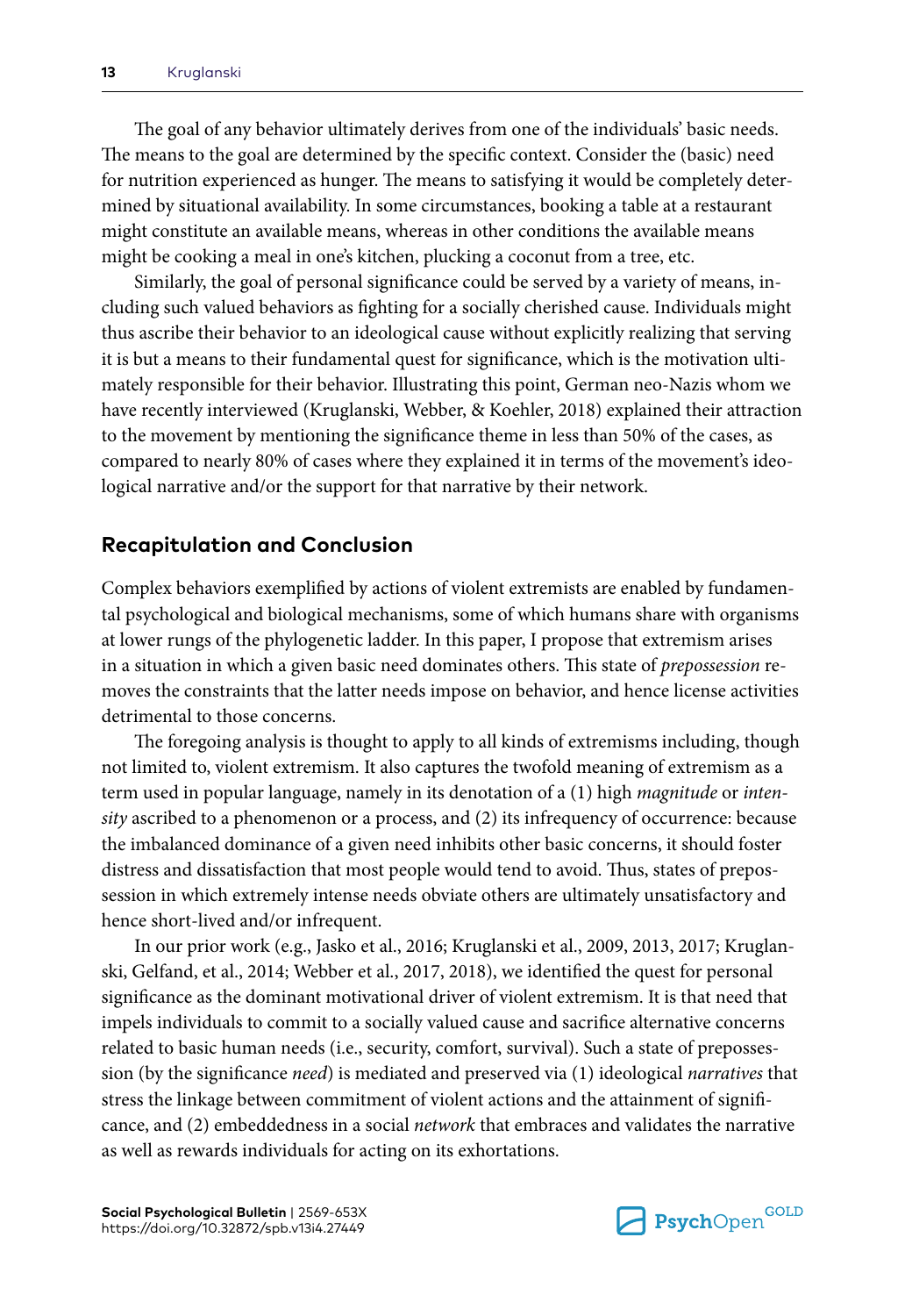The goal of any behavior ultimately derives from one of the individuals' basic needs. The means to the goal are determined by the specific context. Consider the (basic) need for nutrition experienced as hunger. The means to satisfying it would be completely determined by situational availability. In some circumstances, booking a table at a restaurant might constitute an available means, whereas in other conditions the available means might be cooking a meal in one's kitchen, plucking a coconut from a tree, etc.

Similarly, the goal of personal significance could be served by a variety of means, including such valued behaviors as fighting for a socially cherished cause. Individuals might thus ascribe their behavior to an ideological cause without explicitly realizing that serving it is but a means to their fundamental quest for significance, which is the motivation ultimately responsible for their behavior. Illustrating this point, German neo-Nazis whom we have recently interviewed (Kruglanski, Webber, & Koehler, 2018) explained their attraction to the movement by mentioning the significance theme in less than 50% of the cases, as compared to nearly 80% of cases where they explained it in terms of the movement's ideological narrative and/or the support for that narrative by their network.

## Recapitulation and Conclusion

Complex behaviors exemplified by actions of violent extremists are enabled by fundamental psychological and biological mechanisms, some of which humans share with organisms at lower rungs of the phylogenetic ladder. In this paper, I propose that extremism arises in a situation in which a given basic need dominates others. This state of *prepossession* removes the constraints that the latter needs impose on behavior, and hence license activities detrimental to those concerns.

The foregoing analysis is thought to apply to all kinds of extremisms including, though not limited to, violent extremism. It also captures the twofold meaning of extremism as a term used in popular language, namely in its denotation of a (1) high *magnitude* or *intensity* ascribed to a phenomenon or a process, and (2) its infrequency of occurrence: because the imbalanced dominance of a given need inhibits other basic concerns, it should foster distress and dissatisfaction that most people would tend to avoid. Thus, states of prepossession in which extremely intense needs obviate others are ultimately unsatisfactory and hence short-lived and/or infrequent.

In our prior work (e.g., Jasko et al., 2016; Kruglanski et al., 2009, 2013, 2017; Kruglanski, Gelfand, et al., 2014; Webber et al., 2017, 2018), we identified the quest for personal significance as the dominant motivational driver of violent extremism. It is that need that impels individuals to commit to a socially valued cause and sacrifice alternative concerns related to basic human needs (i.e., security, comfort, survival). Such a state of prepossession (by the significance *need*) is mediated and preserved via (1) ideological *narratives* that stress the linkage between commitment of violent actions and the attainment of significance, and (2) embeddedness in a social *network* that embraces and validates the narrative as well as rewards individuals for acting on its exhortations.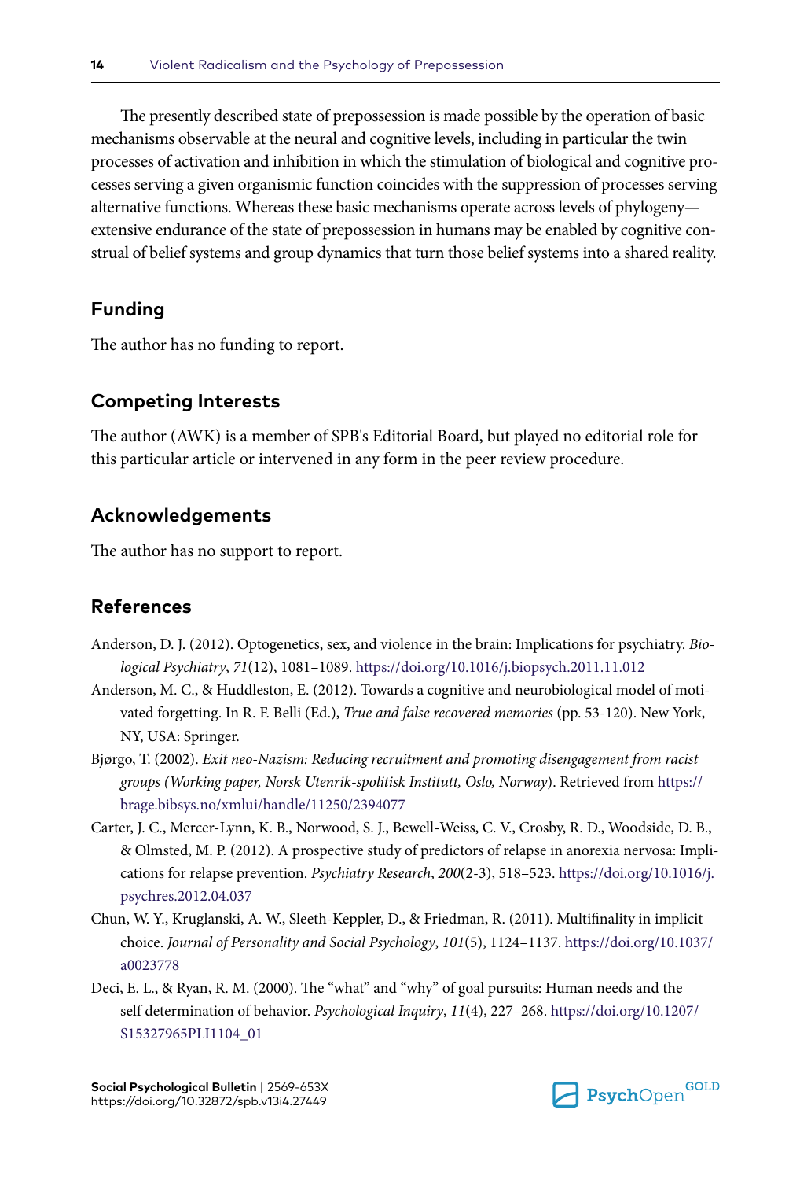The presently described state of prepossession is made possible by the operation of basic mechanisms observable at the neural and cognitive levels, including in particular the twin processes of activation and inhibition in which the stimulation of biological and cognitive processes serving a given organismic function coincides with the suppression of processes serving alternative functions. Whereas these basic mechanisms operate across levels of phylogeny—extensive endurance of the state of prepossession in humans may be enabled by cognitive construal of belief systems and group dynamics that turn those belief systems into a shared reality.

## Funding

The author has no funding to report.

## Competing Interests

The author (AWK) is a member of SPB's Editorial Board, but played no editorial role for this particular article or intervened in any form in the peer review procedure.

## Acknowledgements

The author has no support to report.

## References

Anderson, D. J. (2012). Optogenetics, sex, and violence in the brain: Implications for psychiatry. *Biological Psychiatry*, *71*(12), 1081–1089. https://doi.org/10.1016/j.biopsych.2011.11.012

Anderson, M. C., & Huddleston, E. (2012). Towards a cognitive and neurobiological model of motivated forgetting. In R. F. Belli (Ed.), *True and false recovered memories* (pp. 53-120). New York, NY, USA: Springer.

Bjørgo, T. (2002). *Exit neo-Nazism: Reducing recruitment and promoting disengagement from racist groups (Working paper, Norsk Utenrik-spolitisk Institutt, Oslo, Norway)*. Retrieved from https://brage.bibsys.no/xmlui/handle/11250/2394077

Carter, J. C., Mercer-Lynn, K. B., Norwood, S. J., Bewell-Weiss, C. V., Crosby, R. D., Woodside, D. B., & Olmsted, M. P. (2012). A prospective study of predictors of relapse in anorexia nervosa: Implications for relapse prevention. *Psychiatry Research*, *200*(2-3), 518–523. https://doi.org/10.1016/j.psychres.2012.04.037

Chun, W. Y., Kruglanski, A. W., Sleeth-Keppler, D., & Friedman, R. (2011). Multifinality in implicit choice. *Journal of Personality and Social Psychology*, *101*(5), 1124–1137. https://doi.org/10.1037/a0023778

Deci, E. L., & Ryan, R. M. (2000). The "what" and "why" of goal pursuits: Human needs and the self determination of behavior. *Psychological Inquiry*, *11*(4), 227–268. https://doi.org/10.1207/S15327965PLI1104_01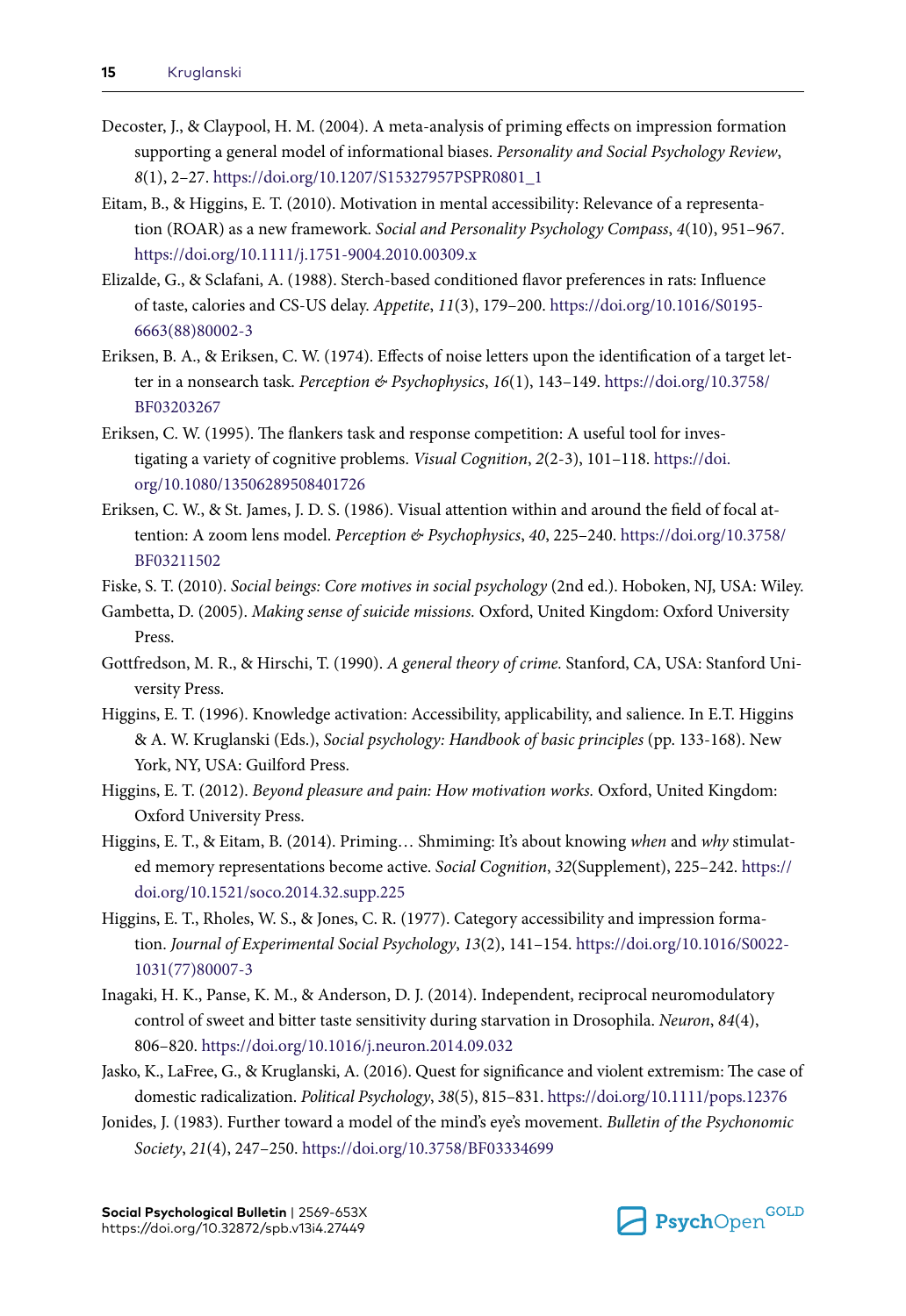Decoster, J., & Claypool, H. M. (2004). A meta-analysis of priming effects on impression formation supporting a general model of informational biases. *Personality and Social Psychology Review*, *8*(1), 2–27. https://doi.org/10.1207/S15327957PSPR0801_1

Eitam, B., & Higgins, E. T. (2010). Motivation in mental accessibility: Relevance of a representation (ROAR) as a new framework. *Social and Personality Psychology Compass*, *4*(10), 951–967. https://doi.org/10.1111/j.1751-9004.2010.00309.x

Elizalde, G., & Sclafani, A. (1988). Sterch-based conditioned flavor preferences in rats: Influence of taste, calories and CS-US delay. *Appetite*, *11*(3), 179–200. https://doi.org/10.1016/S0195-6663(88)80002-3

Eriksen, B. A., & Eriksen, C. W. (1974). Effects of noise letters upon the identification of a target letter in a nonsearch task. *Perception & Psychophysics*, *16*(1), 143–149. https://doi.org/10.3758/BF03203267

Eriksen, C. W. (1995). The flankers task and response competition: A useful tool for investigating a variety of cognitive problems. *Visual Cognition*, *2*(2-3), 101–118. https://doi.org/10.1080/13506289508401726

Eriksen, C. W., & St. James, J. D. S. (1986). Visual attention within and around the field of focal attention: A zoom lens model. *Perception & Psychophysics*, *40*, 225–240. https://doi.org/10.3758/BF03211502

Fiske, S. T. (2010). *Social beings: Core motives in social psychology* (2nd ed.). Hoboken, NJ, USA: Wiley.

Gambetta, D. (2005). *Making sense of suicide missions.* Oxford, United Kingdom: Oxford University Press.

Gottfredson, M. R., & Hirschi, T. (1990). *A general theory of crime.* Stanford, CA, USA: Stanford University Press.

Higgins, E. T. (1996). Knowledge activation: Accessibility, applicability, and salience. In E.T. Higgins & A. W. Kruglanski (Eds.), *Social psychology: Handbook of basic principles* (pp. 133-168). New York, NY, USA: Guilford Press.

Higgins, E. T. (2012). *Beyond pleasure and pain: How motivation works.* Oxford, United Kingdom: Oxford University Press.

Higgins, E. T., & Eitam, B. (2014). Priming… Shmiming: It's about knowing *when* and *why* stimulated memory representations become active. *Social Cognition*, *32*(Supplement), 225–242. https://doi.org/10.1521/soco.2014.32.supp.225

Higgins, E. T., Rholes, W. S., & Jones, C. R. (1977). Category accessibility and impression formation. *Journal of Experimental Social Psychology*, *13*(2), 141–154. https://doi.org/10.1016/S0022-1031(77)80007-3

Inagaki, H. K., Panse, K. M., & Anderson, D. J. (2014). Independent, reciprocal neuromodulatory control of sweet and bitter taste sensitivity during starvation in Drosophila. *Neuron*, *84*(4), 806–820. https://doi.org/10.1016/j.neuron.2014.09.032

Jasko, K., LaFree, G., & Kruglanski, A. (2016). Quest for significance and violent extremism: The case of domestic radicalization. *Political Psychology*, *38*(5), 815–831. https://doi.org/10.1111/pops.12376

Jonides, J. (1983). Further toward a model of the mind's eye's movement. *Bulletin of the Psychonomic Society*, *21*(4), 247–250. https://doi.org/10.3758/BF03334699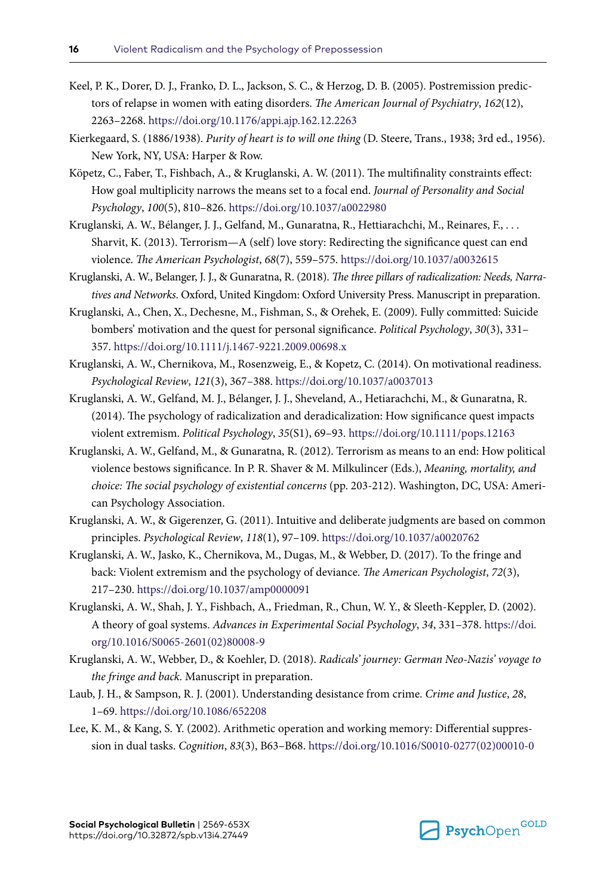Keel, P. K., Dorer, D. J., Franko, D. L., Jackson, S. C., & Herzog, D. B. (2005). Postremission predictors of relapse in women with eating disorders. *The American Journal of Psychiatry*, *162*(12), 2263–2268. https://doi.org/10.1176/appi.ajp.162.12.2263

Kierkegaard, S. (1886/1938). *Purity of heart is to will one thing* (D. Steere, Trans., 1938; 3rd ed., 1956). New York, NY, USA: Harper & Row.

Köpetz, C., Faber, T., Fishbach, A., & Kruglanski, A. W. (2011). The multifinality constraints effect: How goal multiplicity narrows the means set to a focal end. *Journal of Personality and Social Psychology*, *100*(5), 810–826. https://doi.org/10.1037/a0022980

Kruglanski, A. W., Bélanger, J. J., Gelfand, M., Gunaratna, R., Hettiarachchi, M., Reinares, F., . . . Sharvit, K. (2013). Terrorism—A (self) love story: Redirecting the significance quest can end violence. *The American Psychologist*, *68*(7), 559–575. https://doi.org/10.1037/a0032615

Kruglanski, A. W., Belanger, J. J., & Gunaratna, R. (2018). *The three pillars of radicalization: Needs, Narratives and Networks*. Oxford, United Kingdom: Oxford University Press. Manuscript in preparation.

Kruglanski, A., Chen, X., Dechesne, M., Fishman, S., & Orehek, E. (2009). Fully committed: Suicide bombers' motivation and the quest for personal significance. *Political Psychology*, *30*(3), 331–357. https://doi.org/10.1111/j.1467-9221.2009.00698.x

Kruglanski, A. W., Chernikova, M., Rosenzweig, E., & Kopetz, C. (2014). On motivational readiness. *Psychological Review*, *121*(3), 367–388. https://doi.org/10.1037/a0037013

Kruglanski, A. W., Gelfand, M. J., Bélanger, J. J., Sheveland, A., Hetiarachchi, M., & Gunaratna, R. (2014). The psychology of radicalization and deradicalization: How significance quest impacts violent extremism. *Political Psychology*, *35*(S1), 69–93. https://doi.org/10.1111/pops.12163

Kruglanski, A. W., Gelfand, M., & Gunaratna, R. (2012). Terrorism as means to an end: How political violence bestows significance. In P. R. Shaver & M. Milkulincer (Eds.), *Meaning, mortality, and choice: The social psychology of existential concerns* (pp. 203-212). Washington, DC, USA: American Psychology Association.

Kruglanski, A. W., & Gigerenzer, G. (2011). Intuitive and deliberate judgments are based on common principles. *Psychological Review*, *118*(1), 97–109. https://doi.org/10.1037/a0020762

Kruglanski, A. W., Jasko, K., Chernikova, M., Dugas, M., & Webber, D. (2017). To the fringe and back: Violent extremism and the psychology of deviance. *The American Psychologist*, *72*(3), 217–230. https://doi.org/10.1037/amp0000091

Kruglanski, A. W., Shah, J. Y., Fishbach, A., Friedman, R., Chun, W. Y., & Sleeth-Keppler, D. (2002). A theory of goal systems. *Advances in Experimental Social Psychology*, *34*, 331–378. https://doi.org/10.1016/S0065-2601(02)80008-9

Kruglanski, A. W., Webber, D., & Koehler, D. (2018). *Radicals' journey: German Neo-Nazis' voyage to the fringe and back*. Manuscript in preparation.

Laub, J. H., & Sampson, R. J. (2001). Understanding desistance from crime. *Crime and Justice*, *28*, 1–69. https://doi.org/10.1086/652208

Lee, K. M., & Kang, S. Y. (2002). Arithmetic operation and working memory: Differential suppression in dual tasks. *Cognition*, *83*(3), B63–B68. https://doi.org/10.1016/S0010-0277(02)00010-0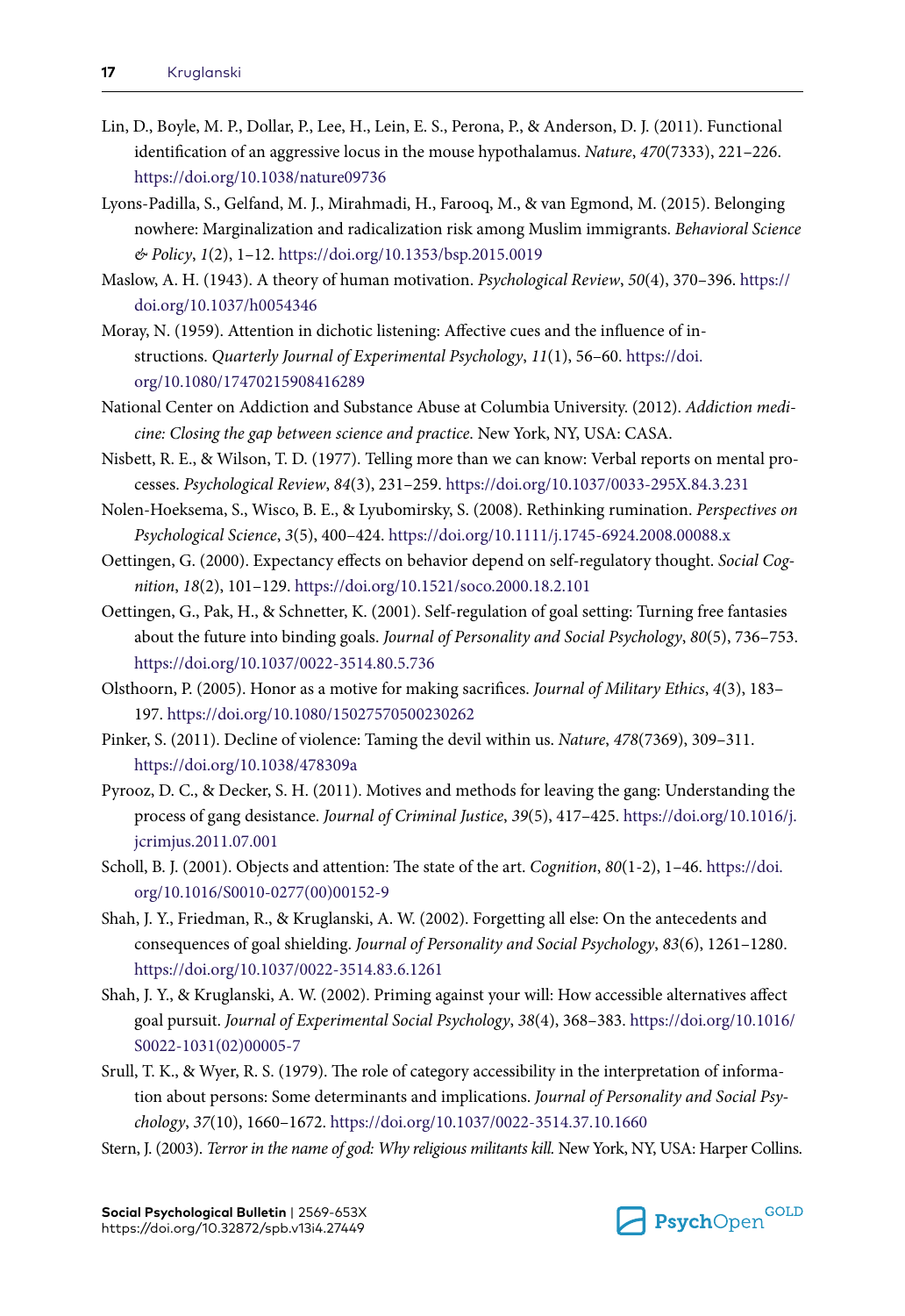Lin, D., Boyle, M. P., Dollar, P., Lee, H., Lein, E. S., Perona, P., & Anderson, D. J. (2011). Functional identification of an aggressive locus in the mouse hypothalamus. *Nature*, *470*(7333), 221–226. https://doi.org/10.1038/nature09736

Lyons-Padilla, S., Gelfand, M. J., Mirahmadi, H., Farooq, M., & van Egmond, M. (2015). Belonging nowhere: Marginalization and radicalization risk among Muslim immigrants. *Behavioral Science & Policy*, *1*(2), 1–12. https://doi.org/10.1353/bsp.2015.0019

Maslow, A. H. (1943). A theory of human motivation. *Psychological Review*, *50*(4), 370–396. https://doi.org/10.1037/h0054346

Moray, N. (1959). Attention in dichotic listening: Affective cues and the influence of instructions. *Quarterly Journal of Experimental Psychology*, *11*(1), 56–60. https://doi.org/10.1080/17470215908416289

National Center on Addiction and Substance Abuse at Columbia University. (2012). *Addiction medicine: Closing the gap between science and practice*. New York, NY, USA: CASA.

Nisbett, R. E., & Wilson, T. D. (1977). Telling more than we can know: Verbal reports on mental processes. *Psychological Review*, *84*(3), 231–259. https://doi.org/10.1037/0033-295X.84.3.231

Nolen-Hoeksema, S., Wisco, B. E., & Lyubomirsky, S. (2008). Rethinking rumination. *Perspectives on Psychological Science*, *3*(5), 400–424. https://doi.org/10.1111/j.1745-6924.2008.00088.x

Oettingen, G. (2000). Expectancy effects on behavior depend on self-regulatory thought. *Social Cognition*, *18*(2), 101–129. https://doi.org/10.1521/soco.2000.18.2.101

Oettingen, G., Pak, H., & Schnetter, K. (2001). Self-regulation of goal setting: Turning free fantasies about the future into binding goals. *Journal of Personality and Social Psychology*, *80*(5), 736–753. https://doi.org/10.1037/0022-3514.80.5.736

Olsthoorn, P. (2005). Honor as a motive for making sacrifices. *Journal of Military Ethics*, *4*(3), 183–197. https://doi.org/10.1080/15027570500230262

Pinker, S. (2011). Decline of violence: Taming the devil within us. *Nature*, *478*(7369), 309–311. https://doi.org/10.1038/478309a

Pyrooz, D. C., & Decker, S. H. (2011). Motives and methods for leaving the gang: Understanding the process of gang desistance. *Journal of Criminal Justice*, *39*(5), 417–425. https://doi.org/10.1016/j.jcrimjus.2011.07.001

Scholl, B. J. (2001). Objects and attention: The state of the art. *Cognition*, *80*(1-2), 1–46. https://doi.org/10.1016/S0010-0277(00)00152-9

Shah, J. Y., Friedman, R., & Kruglanski, A. W. (2002). Forgetting all else: On the antecedents and consequences of goal shielding. *Journal of Personality and Social Psychology*, *83*(6), 1261–1280. https://doi.org/10.1037/0022-3514.83.6.1261

Shah, J. Y., & Kruglanski, A. W. (2002). Priming against your will: How accessible alternatives affect goal pursuit. *Journal of Experimental Social Psychology*, *38*(4), 368–383. https://doi.org/10.1016/S0022-1031(02)00005-7

Srull, T. K., & Wyer, R. S. (1979). The role of category accessibility in the interpretation of information about persons: Some determinants and implications. *Journal of Personality and Social Psychology*, *37*(10), 1660–1672. https://doi.org/10.1037/0022-3514.37.10.1660

Stern, J. (2003). *Terror in the name of god: Why religious militants kill.* New York, NY, USA: Harper Collins.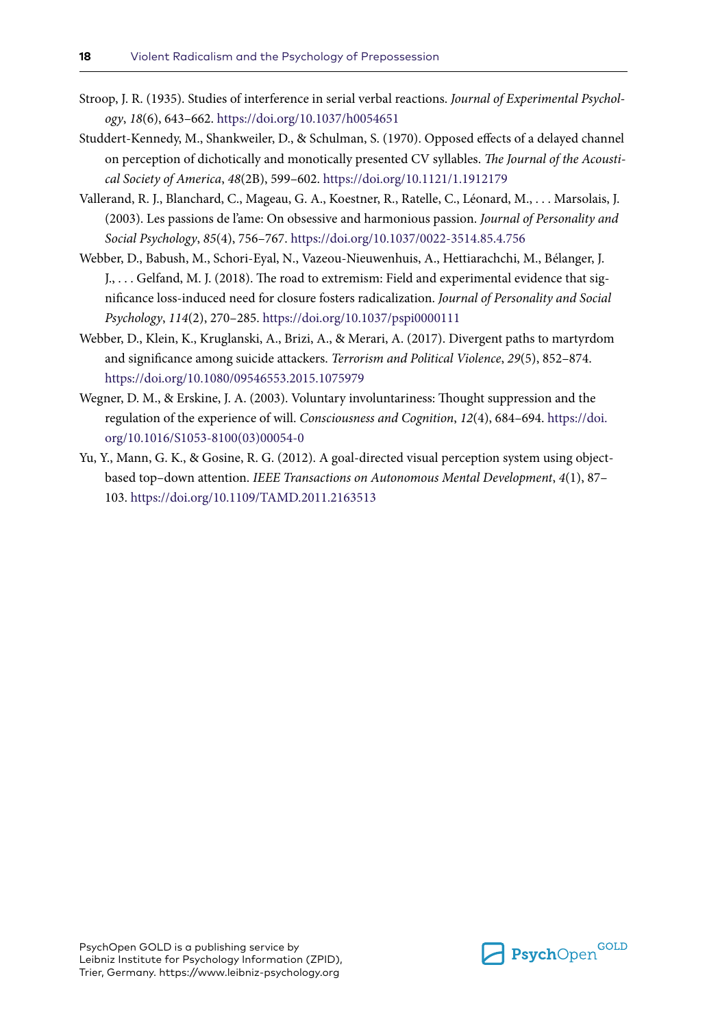Stroop, J. R. (1935). Studies of interference in serial verbal reactions. *Journal of Experimental Psychology*, *18*(6), 643–662. https://doi.org/10.1037/h0054651

Studdert-Kennedy, M., Shankweiler, D., & Schulman, S. (1970). Opposed effects of a delayed channel on perception of dichotically and monotically presented CV syllables. *The Journal of the Acoustical Society of America*, *48*(2B), 599–602. https://doi.org/10.1121/1.1912179

Vallerand, R. J., Blanchard, C., Mageau, G. A., Koestner, R., Ratelle, C., Léonard, M., . . . Marsolais, J. (2003). Les passions de l'ame: On obsessive and harmonious passion. *Journal of Personality and Social Psychology*, *85*(4), 756–767. https://doi.org/10.1037/0022-3514.85.4.756

Webber, D., Babush, M., Schori-Eyal, N., Vazeou-Nieuwenhuis, A., Hettiarachchi, M., Bélanger, J. J., . . . Gelfand, M. J. (2018). The road to extremism: Field and experimental evidence that significance loss-induced need for closure fosters radicalization. *Journal of Personality and Social Psychology*, *114*(2), 270–285. https://doi.org/10.1037/pspi0000111

Webber, D., Klein, K., Kruglanski, A., Brizi, A., & Merari, A. (2017). Divergent paths to martyrdom and significance among suicide attackers. *Terrorism and Political Violence*, *29*(5), 852–874. https://doi.org/10.1080/09546553.2015.1075979

Wegner, D. M., & Erskine, J. A. (2003). Voluntary involuntariness: Thought suppression and the regulation of the experience of will. *Consciousness and Cognition*, *12*(4), 684–694. https://doi.org/10.1016/S1053-8100(03)00054-0

Yu, Y., Mann, G. K., & Gosine, R. G. (2012). A goal-directed visual perception system using object-based top–down attention. *IEEE Transactions on Autonomous Mental Development*, *4*(1), 87–103. https://doi.org/10.1109/TAMD.2011.2163513

PsychOpen GOLD is a publishing service by Leibniz Institute for Psychology Information (ZPID), Trier, Germany. https://www.leibniz-psychology.org